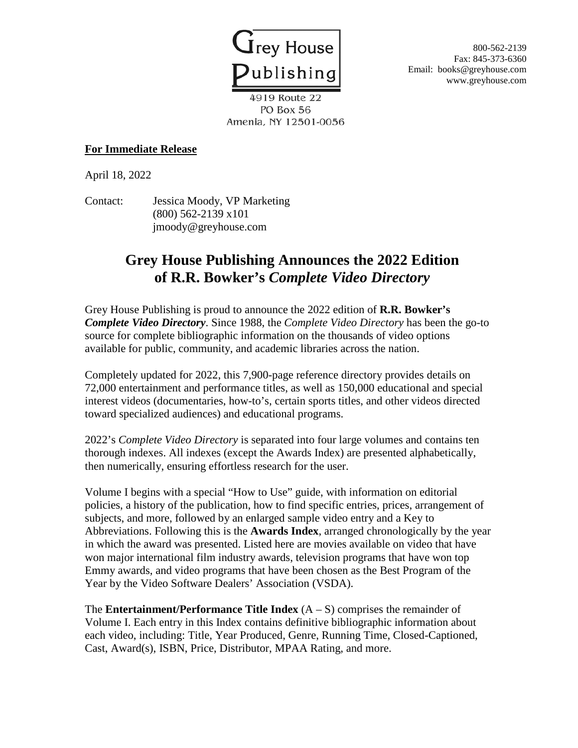Grey House Publishing

4919 Route 22
PO Box 56
Amenia, NY 12501-0056

800-562-2139
Fax: 845-373-6360
Email: books@greyhouse.com
www.greyhouse.com

**For Immediate Release**

April 18, 2022

Contact: Jessica Moody, VP Marketing
(800) 562-2139 x101
jmoody@greyhouse.com

# Grey House Publishing Announces the 2022 Edition of R.R. Bowker's *Complete Video Directory*

Grey House Publishing is proud to announce the 2022 edition of **R.R. Bowker's *Complete Video Directory***. Since 1988, the *Complete Video Directory* has been the go-to source for complete bibliographic information on the thousands of video options available for public, community, and academic libraries across the nation.

Completely updated for 2022, this 7,900-page reference directory provides details on 72,000 entertainment and performance titles, as well as 150,000 educational and special interest videos (documentaries, how-to's, certain sports titles, and other videos directed toward specialized audiences) and educational programs.

2022's *Complete Video Directory* is separated into four large volumes and contains ten thorough indexes. All indexes (except the Awards Index) are presented alphabetically, then numerically, ensuring effortless research for the user.

Volume I begins with a special "How to Use" guide, with information on editorial policies, a history of the publication, how to find specific entries, prices, arrangement of subjects, and more, followed by an enlarged sample video entry and a Key to Abbreviations. Following this is the **Awards Index**, arranged chronologically by the year in which the award was presented. Listed here are movies available on video that have won major international film industry awards, television programs that have won top Emmy awards, and video programs that have been chosen as the Best Program of the Year by the Video Software Dealers' Association (VSDA).

The **Entertainment/Performance Title Index** (A – S) comprises the remainder of Volume I. Each entry in this Index contains definitive bibliographic information about each video, including: Title, Year Produced, Genre, Running Time, Closed-Captioned, Cast, Award(s), ISBN, Price, Distributor, MPAA Rating, and more.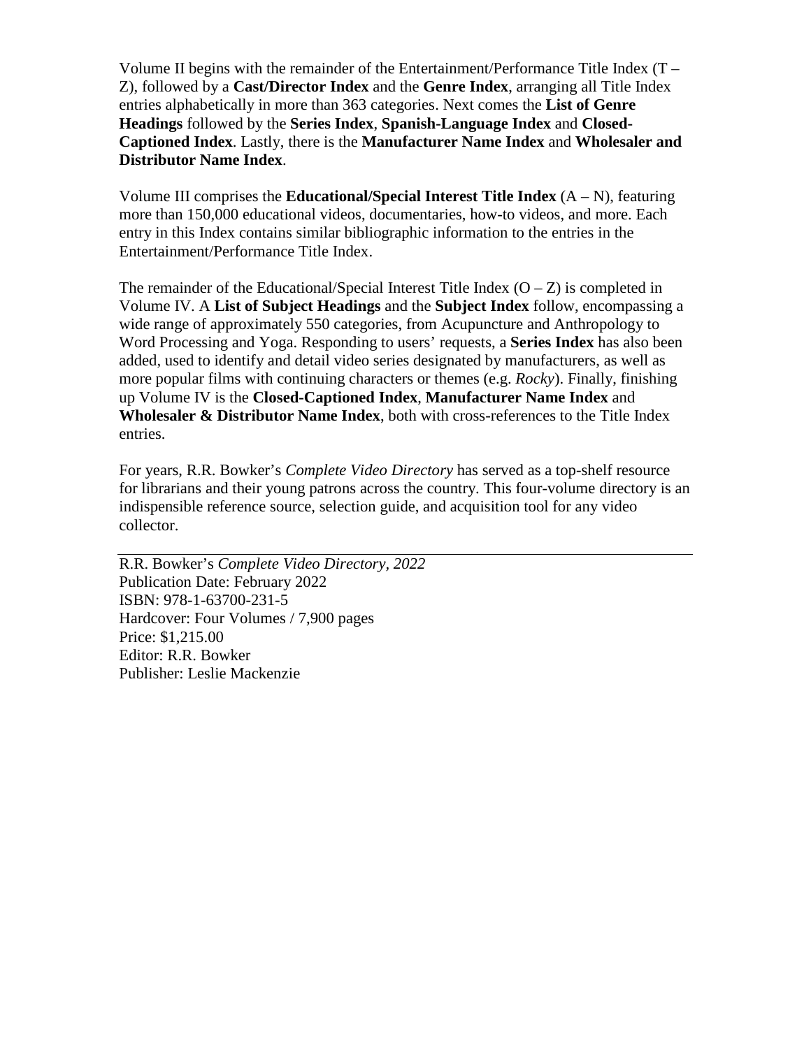Volume II begins with the remainder of the Entertainment/Performance Title Index (T – Z), followed by a **Cast/Director Index** and the **Genre Index**, arranging all Title Index entries alphabetically in more than 363 categories. Next comes the **List of Genre Headings** followed by the **Series Index**, **Spanish-Language Index** and **Closed-Captioned Index**. Lastly, there is the **Manufacturer Name Index** and **Wholesaler and Distributor Name Index**.

Volume III comprises the **Educational/Special Interest Title Index** (A – N), featuring more than 150,000 educational videos, documentaries, how-to videos, and more. Each entry in this Index contains similar bibliographic information to the entries in the Entertainment/Performance Title Index.

The remainder of the Educational/Special Interest Title Index (O – Z) is completed in Volume IV. A **List of Subject Headings** and the **Subject Index** follow, encompassing a wide range of approximately 550 categories, from Acupuncture and Anthropology to Word Processing and Yoga. Responding to users' requests, a **Series Index** has also been added, used to identify and detail video series designated by manufacturers, as well as more popular films with continuing characters or themes (e.g. *Rocky*). Finally, finishing up Volume IV is the **Closed-Captioned Index**, **Manufacturer Name Index** and **Wholesaler & Distributor Name Index**, both with cross-references to the Title Index entries.

For years, R.R. Bowker's *Complete Video Directory* has served as a top-shelf resource for librarians and their young patrons across the country. This four-volume directory is an indispensible reference source, selection guide, and acquisition tool for any video collector.

---

R.R. Bowker's *Complete Video Directory, 2022*
Publication Date: February 2022
ISBN: 978-1-63700-231-5
Hardcover: Four Volumes / 7,900 pages
Price: $1,215.00
Editor: R.R. Bowker
Publisher: Leslie Mackenzie